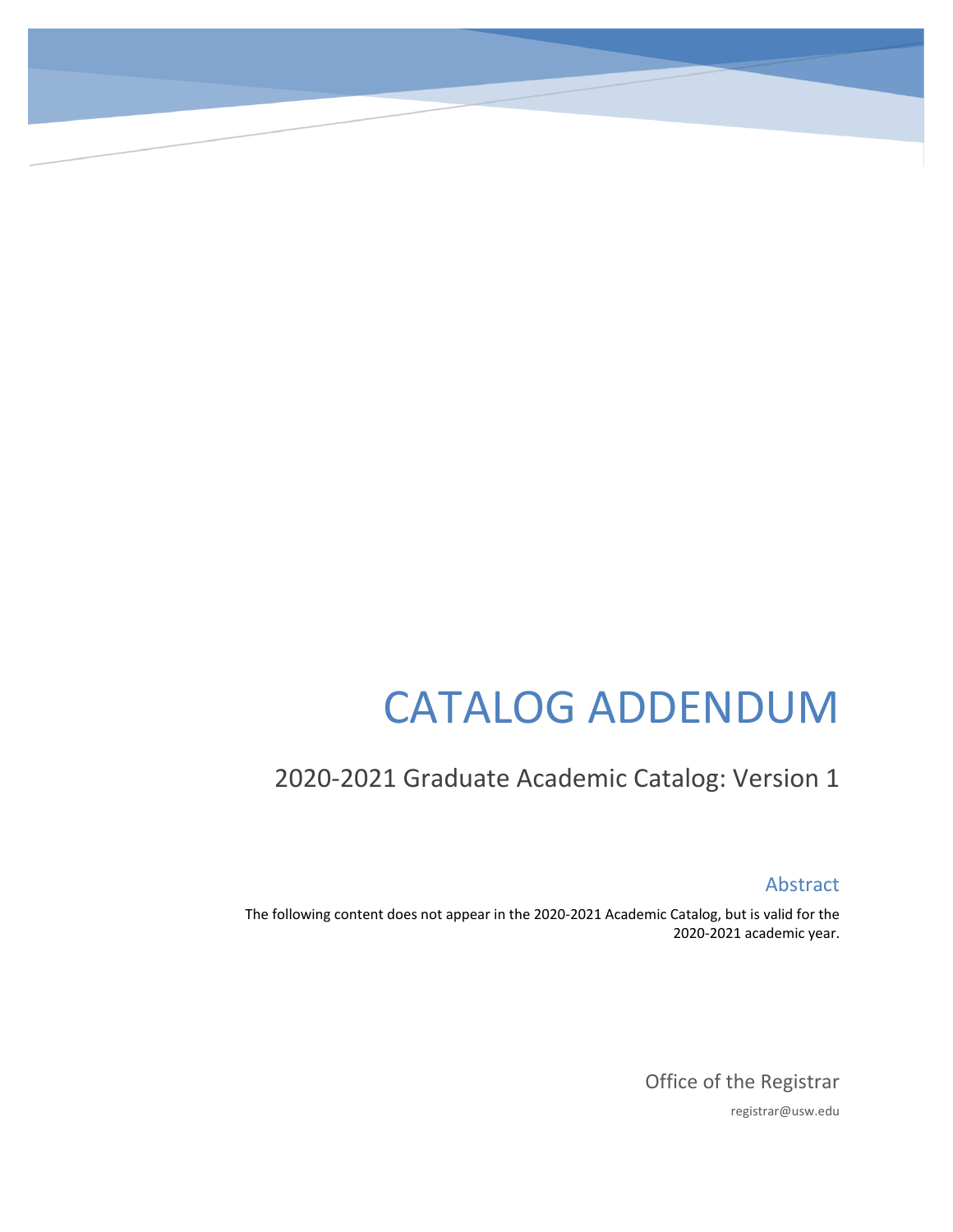# CATALOG ADDENDUM

## 2020-2021 Graduate Academic Catalog: Version 1

### Abstract

The following content does not appear in the 2020-2021 Academic Catalog, but is valid for the 2020-2021 academic year.

Office of the Registrar

registrar@usw.edu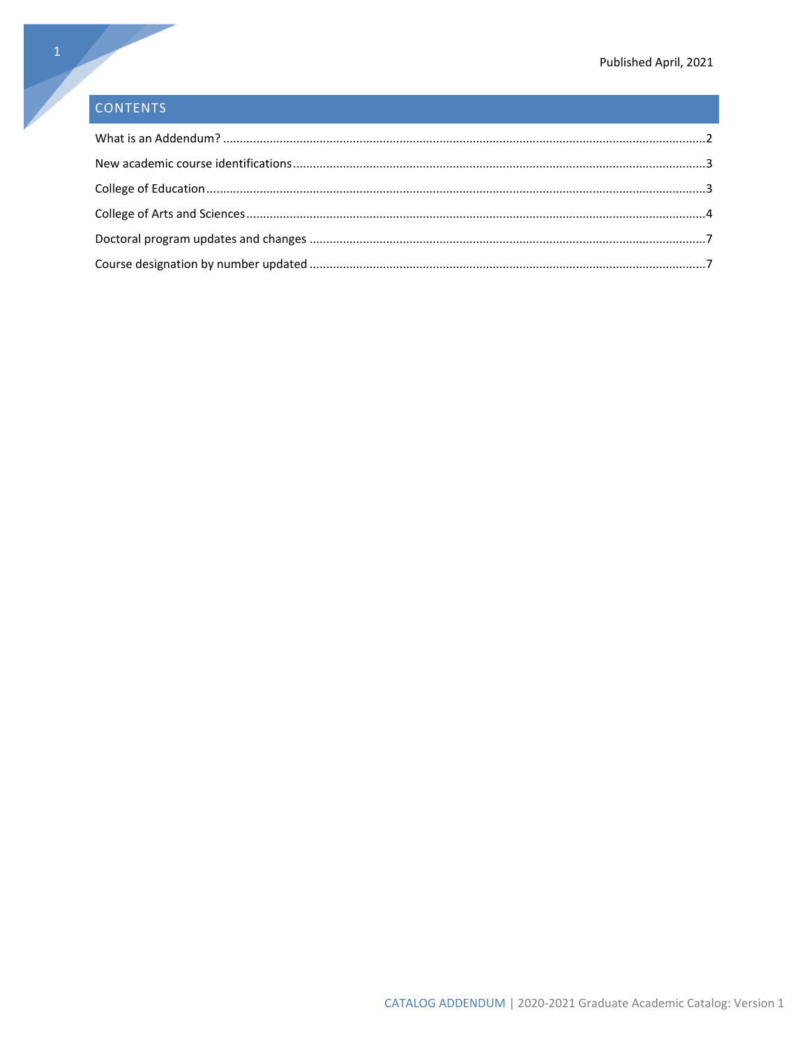Published April, 2021

## CONTENTS

What is an Addendum? ....................................................................................................................................2

New academic course identifications...........................................................................................................3

College of Education.......................................................................................................................................3

College of Arts and Sciences..........................................................................................................................4

Doctoral program updates and changes .......................................................................................................7

Course designation by number updated .......................................................................................................7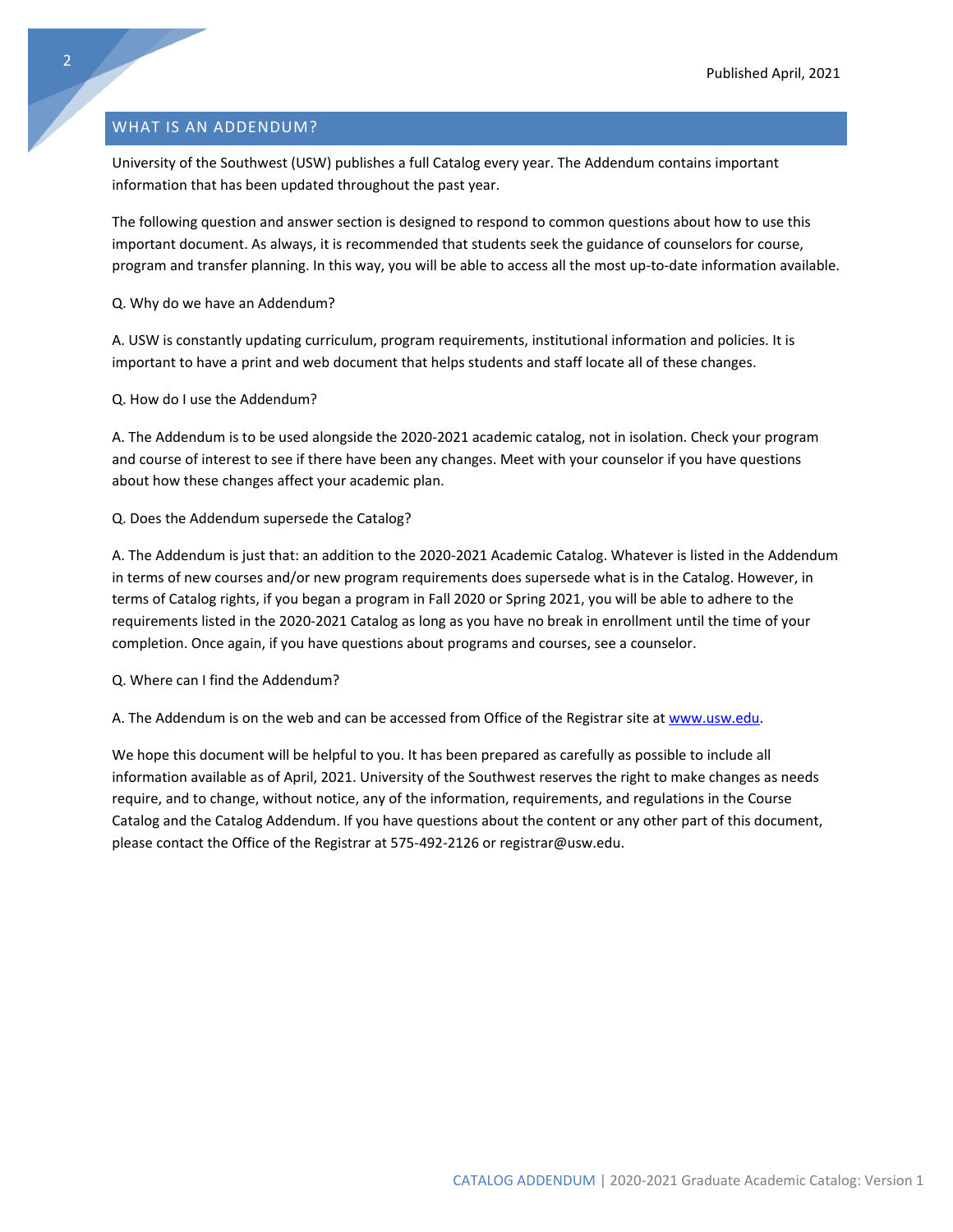Published April, 2021

## WHAT IS AN ADDENDUM?

University of the Southwest (USW) publishes a full Catalog every year. The Addendum contains important information that has been updated throughout the past year.

The following question and answer section is designed to respond to common questions about how to use this important document. As always, it is recommended that students seek the guidance of counselors for course, program and transfer planning. In this way, you will be able to access all the most up-to-date information available.

Q. Why do we have an Addendum?

A. USW is constantly updating curriculum, program requirements, institutional information and policies. It is important to have a print and web document that helps students and staff locate all of these changes.

Q. How do I use the Addendum?

A. The Addendum is to be used alongside the 2020-2021 academic catalog, not in isolation. Check your program and course of interest to see if there have been any changes. Meet with your counselor if you have questions about how these changes affect your academic plan.

Q. Does the Addendum supersede the Catalog?

A. The Addendum is just that: an addition to the 2020-2021 Academic Catalog. Whatever is listed in the Addendum in terms of new courses and/or new program requirements does supersede what is in the Catalog. However, in terms of Catalog rights, if you began a program in Fall 2020 or Spring 2021, you will be able to adhere to the requirements listed in the 2020-2021 Catalog as long as you have no break in enrollment until the time of your completion. Once again, if you have questions about programs and courses, see a counselor.

Q. Where can I find the Addendum?

A. The Addendum is on the web and can be accessed from Office of the Registrar site at [www.usw.edu](http://www.usw.edu).

We hope this document will be helpful to you. It has been prepared as carefully as possible to include all information available as of April, 2021. University of the Southwest reserves the right to make changes as needs require, and to change, without notice, any of the information, requirements, and regulations in the Course Catalog and the Catalog Addendum. If you have questions about the content or any other part of this document, please contact the Office of the Registrar at 575-492-2126 or registrar@usw.edu.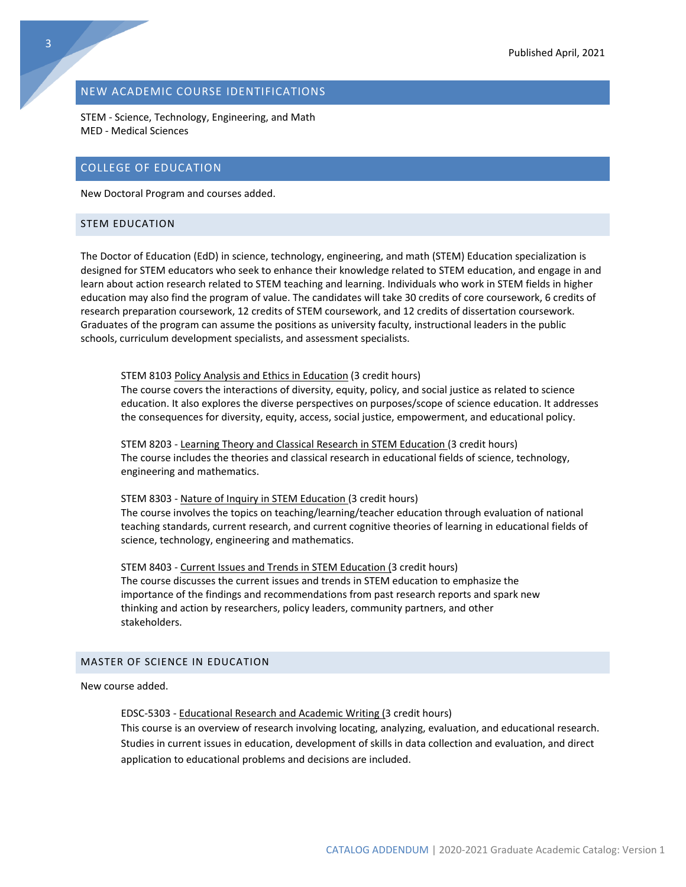## NEW ACADEMIC COURSE IDENTIFICATIONS

STEM - Science, Technology, Engineering, and Math
MED - Medical Sciences

## COLLEGE OF EDUCATION

New Doctoral Program and courses added.

### STEM EDUCATION

The Doctor of Education (EdD) in science, technology, engineering, and math (STEM) Education specialization is designed for STEM educators who seek to enhance their knowledge related to STEM education, and engage in and learn about action research related to STEM teaching and learning. Individuals who work in STEM fields in higher education may also find the program of value. The candidates will take 30 credits of core coursework, 6 credits of research preparation coursework, 12 credits of STEM coursework, and 12 credits of dissertation coursework. Graduates of the program can assume the positions as university faculty, instructional leaders in the public schools, curriculum development specialists, and assessment specialists.

STEM 8103 Policy Analysis and Ethics in Education (3 credit hours)
The course covers the interactions of diversity, equity, policy, and social justice as related to science education. It also explores the diverse perspectives on purposes/scope of science education. It addresses the consequences for diversity, equity, access, social justice, empowerment, and educational policy.

STEM 8203 - Learning Theory and Classical Research in STEM Education (3 credit hours)
The course includes the theories and classical research in educational fields of science, technology, engineering and mathematics.

STEM 8303 - Nature of Inquiry in STEM Education (3 credit hours)
The course involves the topics on teaching/learning/teacher education through evaluation of national teaching standards, current research, and current cognitive theories of learning in educational fields of science, technology, engineering and mathematics.

STEM 8403 - Current Issues and Trends in STEM Education (3 credit hours)
The course discusses the current issues and trends in STEM education to emphasize the importance of the findings and recommendations from past research reports and spark new thinking and action by researchers, policy leaders, community partners, and other stakeholders.

### MASTER OF SCIENCE IN EDUCATION

New course added.

EDSC-5303 - Educational Research and Academic Writing (3 credit hours)
This course is an overview of research involving locating, analyzing, evaluation, and educational research. Studies in current issues in education, development of skills in data collection and evaluation, and direct application to educational problems and decisions are included.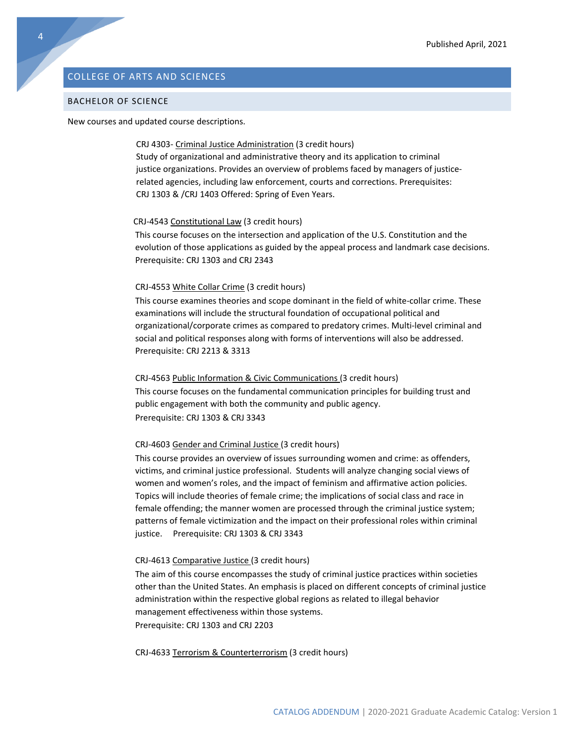## COLLEGE OF ARTS AND SCIENCES

### BACHELOR OF SCIENCE

New courses and updated course descriptions.

CRJ 4303- Criminal Justice Administration (3 credit hours)
Study of organizational and administrative theory and its application to criminal justice organizations. Provides an overview of problems faced by managers of justice-related agencies, including law enforcement, courts and corrections. Prerequisites: CRJ 1303 & /CRJ 1403 Offered: Spring of Even Years.

CRJ-4543 Constitutional Law (3 credit hours)
This course focuses on the intersection and application of the U.S. Constitution and the evolution of those applications as guided by the appeal process and landmark case decisions. Prerequisite: CRJ 1303 and CRJ 2343

CRJ-4553 White Collar Crime (3 credit hours)
This course examines theories and scope dominant in the field of white-collar crime. These examinations will include the structural foundation of occupational political and organizational/corporate crimes as compared to predatory crimes. Multi-level criminal and social and political responses along with forms of interventions will also be addressed. Prerequisite: CRJ 2213 & 3313

CRJ-4563 Public Information & Civic Communications (3 credit hours)
This course focuses on the fundamental communication principles for building trust and public engagement with both the community and public agency.
Prerequisite: CRJ 1303 & CRJ 3343

CRJ-4603 Gender and Criminal Justice (3 credit hours)
This course provides an overview of issues surrounding women and crime: as offenders, victims, and criminal justice professional. Students will analyze changing social views of women and women's roles, and the impact of feminism and affirmative action policies. Topics will include theories of female crime; the implications of social class and race in female offending; the manner women are processed through the criminal justice system; patterns of female victimization and the impact on their professional roles within criminal justice. Prerequisite: CRJ 1303 & CRJ 3343

CRJ-4613 Comparative Justice (3 credit hours)
The aim of this course encompasses the study of criminal justice practices within societies other than the United States. An emphasis is placed on different concepts of criminal justice administration within the respective global regions as related to illegal behavior management effectiveness within those systems.
Prerequisite: CRJ 1303 and CRJ 2203

CRJ-4633 Terrorism & Counterterrorism (3 credit hours)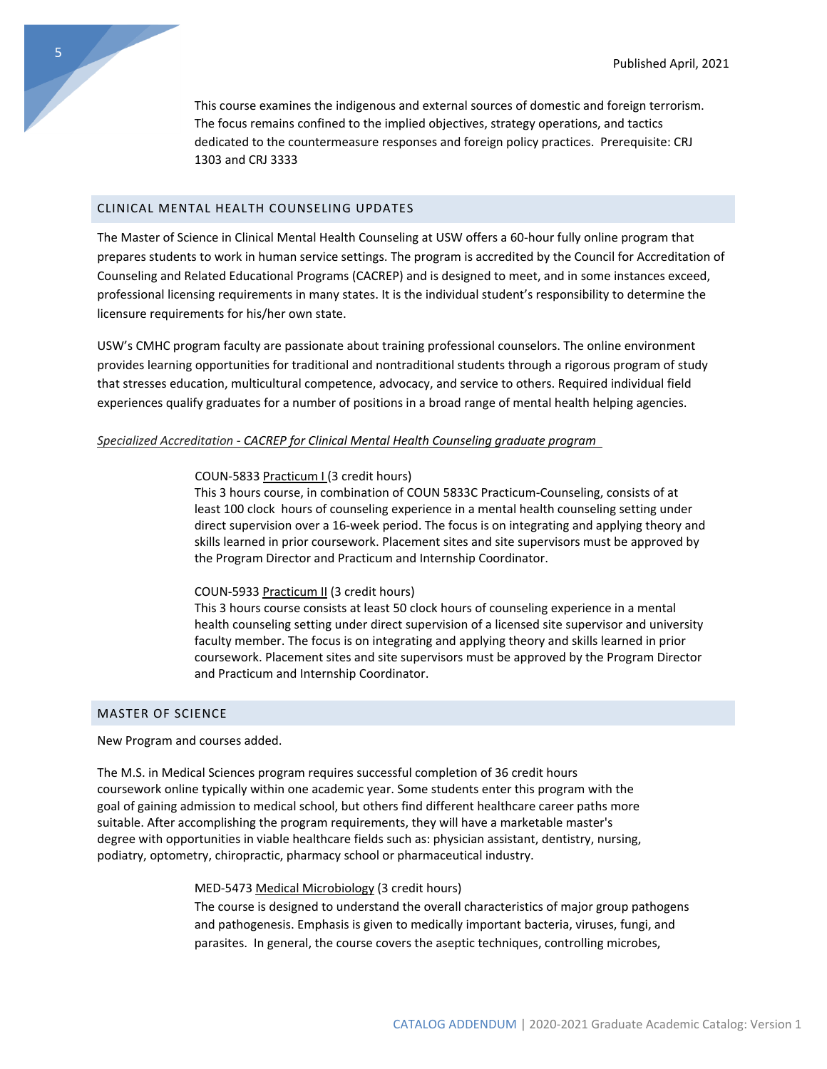This course examines the indigenous and external sources of domestic and foreign terrorism. The focus remains confined to the implied objectives, strategy operations, and tactics dedicated to the countermeasure responses and foreign policy practices. Prerequisite: CRJ 1303 and CRJ 3333

## CLINICAL MENTAL HEALTH COUNSELING UPDATES

The Master of Science in Clinical Mental Health Counseling at USW offers a 60-hour fully online program that prepares students to work in human service settings. The program is accredited by the Council for Accreditation of Counseling and Related Educational Programs (CACREP) and is designed to meet, and in some instances exceed, professional licensing requirements in many states. It is the individual student's responsibility to determine the licensure requirements for his/her own state.

USW's CMHC program faculty are passionate about training professional counselors. The online environment provides learning opportunities for traditional and nontraditional students through a rigorous program of study that stresses education, multicultural competence, advocacy, and service to others. Required individual field experiences qualify graduates for a number of positions in a broad range of mental health helping agencies.

*Specialized Accreditation - CACREP for Clinical Mental Health Counseling graduate program*

COUN-5833 Practicum I (3 credit hours)
This 3 hours course, in combination of COUN 5833C Practicum-Counseling, consists of at least 100 clock hours of counseling experience in a mental health counseling setting under direct supervision over a 16-week period. The focus is on integrating and applying theory and skills learned in prior coursework. Placement sites and site supervisors must be approved by the Program Director and Practicum and Internship Coordinator.

COUN-5933 Practicum II (3 credit hours)
This 3 hours course consists at least 50 clock hours of counseling experience in a mental health counseling setting under direct supervision of a licensed site supervisor and university faculty member. The focus is on integrating and applying theory and skills learned in prior coursework. Placement sites and site supervisors must be approved by the Program Director and Practicum and Internship Coordinator.

## MASTER OF SCIENCE

New Program and courses added.

The M.S. in Medical Sciences program requires successful completion of 36 credit hours coursework online typically within one academic year. Some students enter this program with the goal of gaining admission to medical school, but others find different healthcare career paths more suitable. After accomplishing the program requirements, they will have a marketable master's degree with opportunities in viable healthcare fields such as: physician assistant, dentistry, nursing, podiatry, optometry, chiropractic, pharmacy school or pharmaceutical industry.

MED-5473 Medical Microbiology (3 credit hours)
The course is designed to understand the overall characteristics of major group pathogens and pathogenesis. Emphasis is given to medically important bacteria, viruses, fungi, and parasites. In general, the course covers the aseptic techniques, controlling microbes,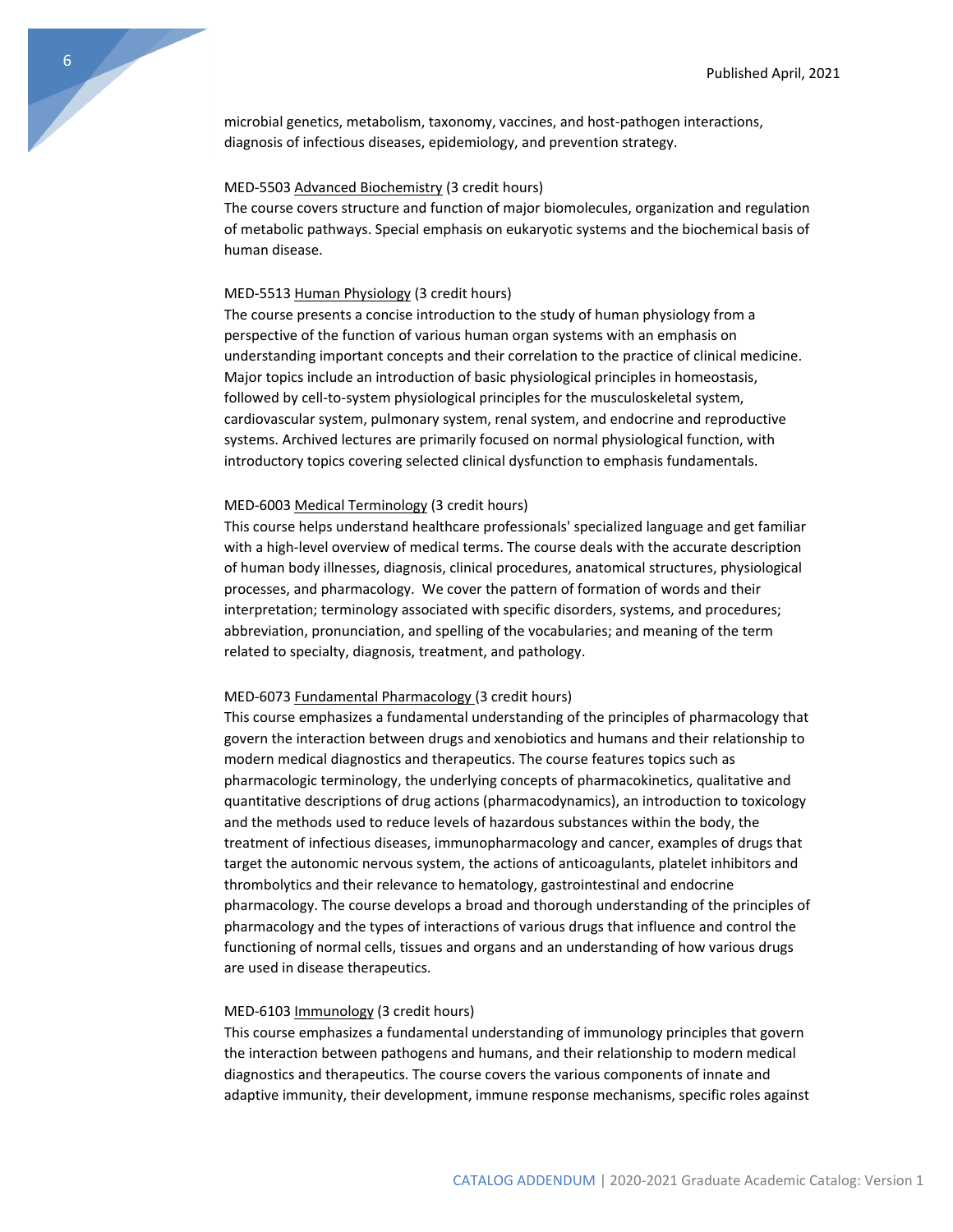microbial genetics, metabolism, taxonomy, vaccines, and host-pathogen interactions, diagnosis of infectious diseases, epidemiology, and prevention strategy.

MED-5503 Advanced Biochemistry (3 credit hours)
The course covers structure and function of major biomolecules, organization and regulation of metabolic pathways. Special emphasis on eukaryotic systems and the biochemical basis of human disease.

MED-5513 Human Physiology (3 credit hours)
The course presents a concise introduction to the study of human physiology from a perspective of the function of various human organ systems with an emphasis on understanding important concepts and their correlation to the practice of clinical medicine. Major topics include an introduction of basic physiological principles in homeostasis, followed by cell-to-system physiological principles for the musculoskeletal system, cardiovascular system, pulmonary system, renal system, and endocrine and reproductive systems. Archived lectures are primarily focused on normal physiological function, with introductory topics covering selected clinical dysfunction to emphasis fundamentals.

MED-6003 Medical Terminology (3 credit hours)
This course helps understand healthcare professionals' specialized language and get familiar with a high-level overview of medical terms. The course deals with the accurate description of human body illnesses, diagnosis, clinical procedures, anatomical structures, physiological processes, and pharmacology. We cover the pattern of formation of words and their interpretation; terminology associated with specific disorders, systems, and procedures; abbreviation, pronunciation, and spelling of the vocabularies; and meaning of the term related to specialty, diagnosis, treatment, and pathology.

MED-6073 Fundamental Pharmacology (3 credit hours)
This course emphasizes a fundamental understanding of the principles of pharmacology that govern the interaction between drugs and xenobiotics and humans and their relationship to modern medical diagnostics and therapeutics. The course features topics such as pharmacologic terminology, the underlying concepts of pharmacokinetics, qualitative and quantitative descriptions of drug actions (pharmacodynamics), an introduction to toxicology and the methods used to reduce levels of hazardous substances within the body, the treatment of infectious diseases, immunopharmacology and cancer, examples of drugs that target the autonomic nervous system, the actions of anticoagulants, platelet inhibitors and thrombolytics and their relevance to hematology, gastrointestinal and endocrine pharmacology. The course develops a broad and thorough understanding of the principles of pharmacology and the types of interactions of various drugs that influence and control the functioning of normal cells, tissues and organs and an understanding of how various drugs are used in disease therapeutics.

MED-6103 Immunology (3 credit hours)
This course emphasizes a fundamental understanding of immunology principles that govern the interaction between pathogens and humans, and their relationship to modern medical diagnostics and therapeutics. The course covers the various components of innate and adaptive immunity, their development, immune response mechanisms, specific roles against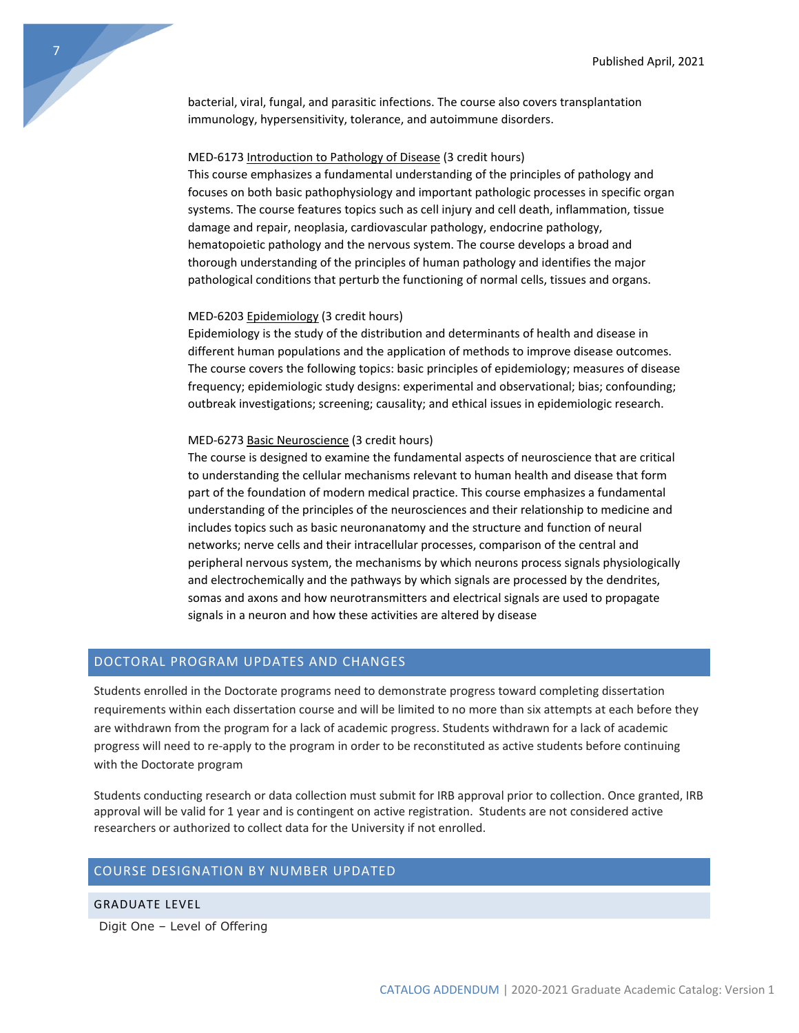bacterial, viral, fungal, and parasitic infections. The course also covers transplantation immunology, hypersensitivity, tolerance, and autoimmune disorders.

MED-6173 Introduction to Pathology of Disease (3 credit hours)
This course emphasizes a fundamental understanding of the principles of pathology and focuses on both basic pathophysiology and important pathologic processes in specific organ systems. The course features topics such as cell injury and cell death, inflammation, tissue damage and repair, neoplasia, cardiovascular pathology, endocrine pathology, hematopoietic pathology and the nervous system. The course develops a broad and thorough understanding of the principles of human pathology and identifies the major pathological conditions that perturb the functioning of normal cells, tissues and organs.

MED-6203 Epidemiology (3 credit hours)
Epidemiology is the study of the distribution and determinants of health and disease in different human populations and the application of methods to improve disease outcomes. The course covers the following topics: basic principles of epidemiology; measures of disease frequency; epidemiologic study designs: experimental and observational; bias; confounding; outbreak investigations; screening; causality; and ethical issues in epidemiologic research.

MED-6273 Basic Neuroscience (3 credit hours)
The course is designed to examine the fundamental aspects of neuroscience that are critical to understanding the cellular mechanisms relevant to human health and disease that form part of the foundation of modern medical practice. This course emphasizes a fundamental understanding of the principles of the neurosciences and their relationship to medicine and includes topics such as basic neuronanatomy and the structure and function of neural networks; nerve cells and their intracellular processes, comparison of the central and peripheral nervous system, the mechanisms by which neurons process signals physiologically and electrochemically and the pathways by which signals are processed by the dendrites, somas and axons and how neurotransmitters and electrical signals are used to propagate signals in a neuron and how these activities are altered by disease

## DOCTORAL PROGRAM UPDATES AND CHANGES

Students enrolled in the Doctorate programs need to demonstrate progress toward completing dissertation requirements within each dissertation course and will be limited to no more than six attempts at each before they are withdrawn from the program for a lack of academic progress. Students withdrawn for a lack of academic progress will need to re-apply to the program in order to be reconstituted as active students before continuing with the Doctorate program

Students conducting research or data collection must submit for IRB approval prior to collection. Once granted, IRB approval will be valid for 1 year and is contingent on active registration. Students are not considered active researchers or authorized to collect data for the University if not enrolled.

## COURSE DESIGNATION BY NUMBER UPDATED

### GRADUATE LEVEL

Digit One – Level of Offering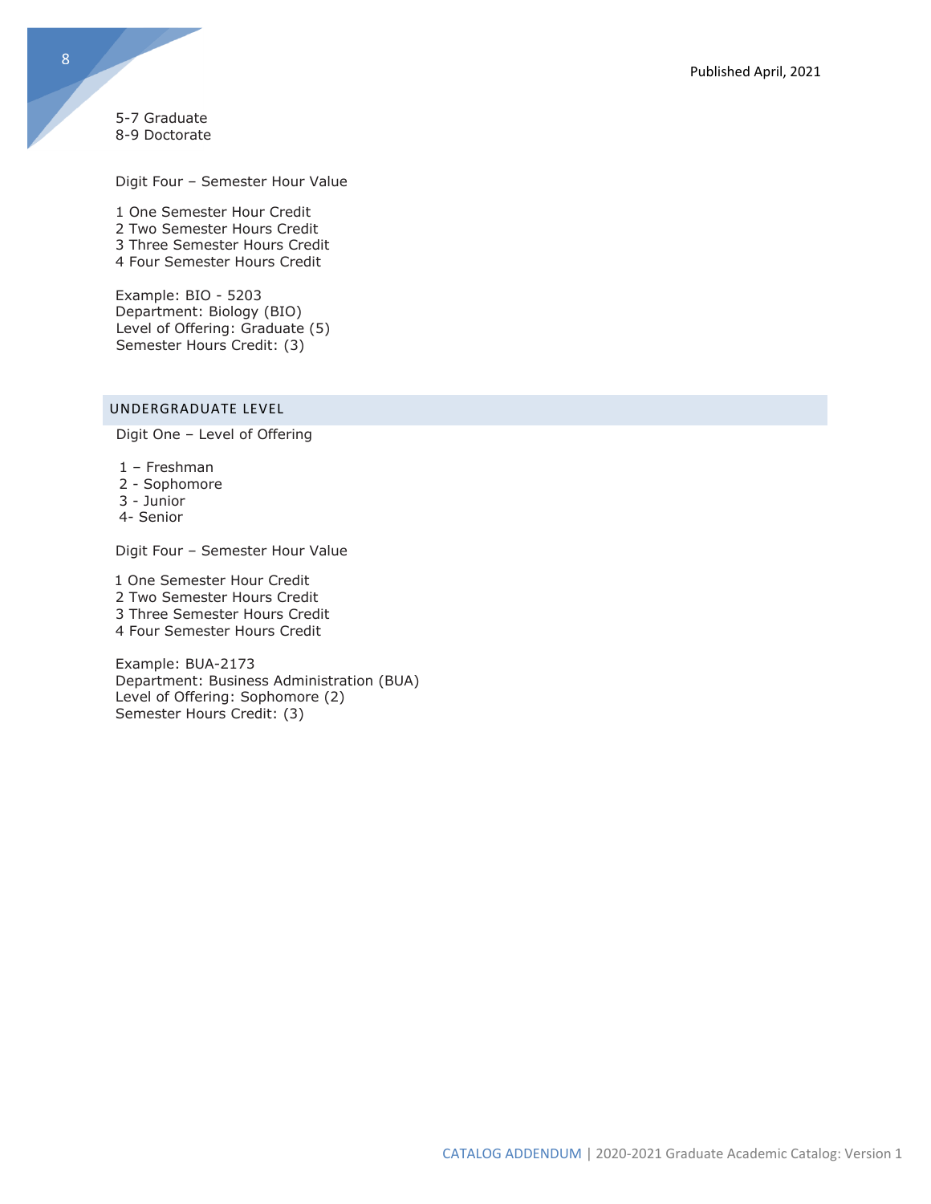5-7 Graduate
8-9 Doctorate

Digit Four – Semester Hour Value

1 One Semester Hour Credit
2 Two Semester Hours Credit
3 Three Semester Hours Credit
4 Four Semester Hours Credit

Example: BIO - 5203
Department: Biology (BIO)
Level of Offering: Graduate (5)
Semester Hours Credit: (3)

## UNDERGRADUATE LEVEL

Digit One – Level of Offering

1 – Freshman
2 - Sophomore
3 - Junior
4- Senior

Digit Four – Semester Hour Value

1 One Semester Hour Credit
2 Two Semester Hours Credit
3 Three Semester Hours Credit
4 Four Semester Hours Credit

Example: BUA-2173
Department: Business Administration (BUA)
Level of Offering: Sophomore (2)
Semester Hours Credit: (3)